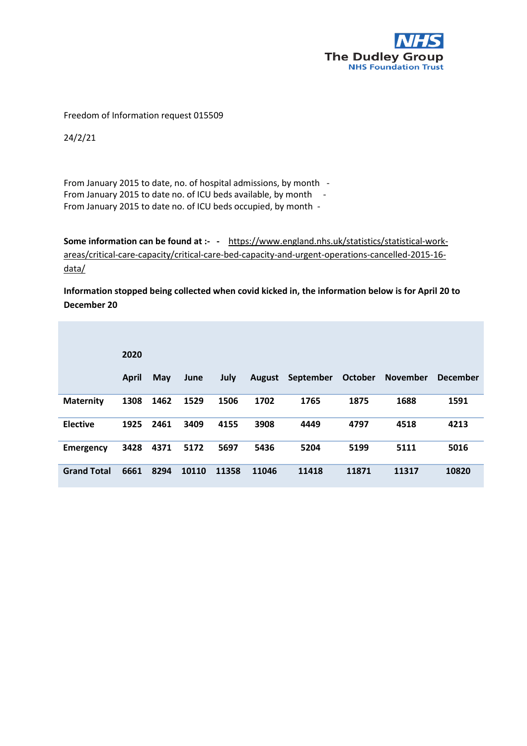The Dudley Group
NHS Foundation Trust

Freedom of Information request 015509

24/2/21

From January 2015 to date, no. of hospital admissions, by month -
From January 2015 to date no. of ICU beds available, by month -
From January 2015 to date no. of ICU beds occupied, by month -

**Some information can be found at :- -** https://www.england.nhs.uk/statistics/statistical-work-areas/critical-care-capacity/critical-care-bed-capacity-and-urgent-operations-cancelled-2015-16-data/

**Information stopped being collected when covid kicked in, the information below is for April 20 to December 20**

| | 2020 | | | | | | | | |
|---|---|---|---|---|---|---|---|---|---|
| | **April** | **May** | **June** | **July** | **August** | **September** | **October** | **November** | **December** |
| **Maternity** | 1308 | 1462 | 1529 | 1506 | 1702 | 1765 | 1875 | 1688 | 1591 |
| **Elective** | 1925 | 2461 | 3409 | 4155 | 3908 | 4449 | 4797 | 4518 | 4213 |
| **Emergency** | 3428 | 4371 | 5172 | 5697 | 5436 | 5204 | 5199 | 5111 | 5016 |
| **Grand Total** | 6661 | 8294 | 10110 | 11358 | 11046 | 11418 | 11871 | 11317 | 10820 |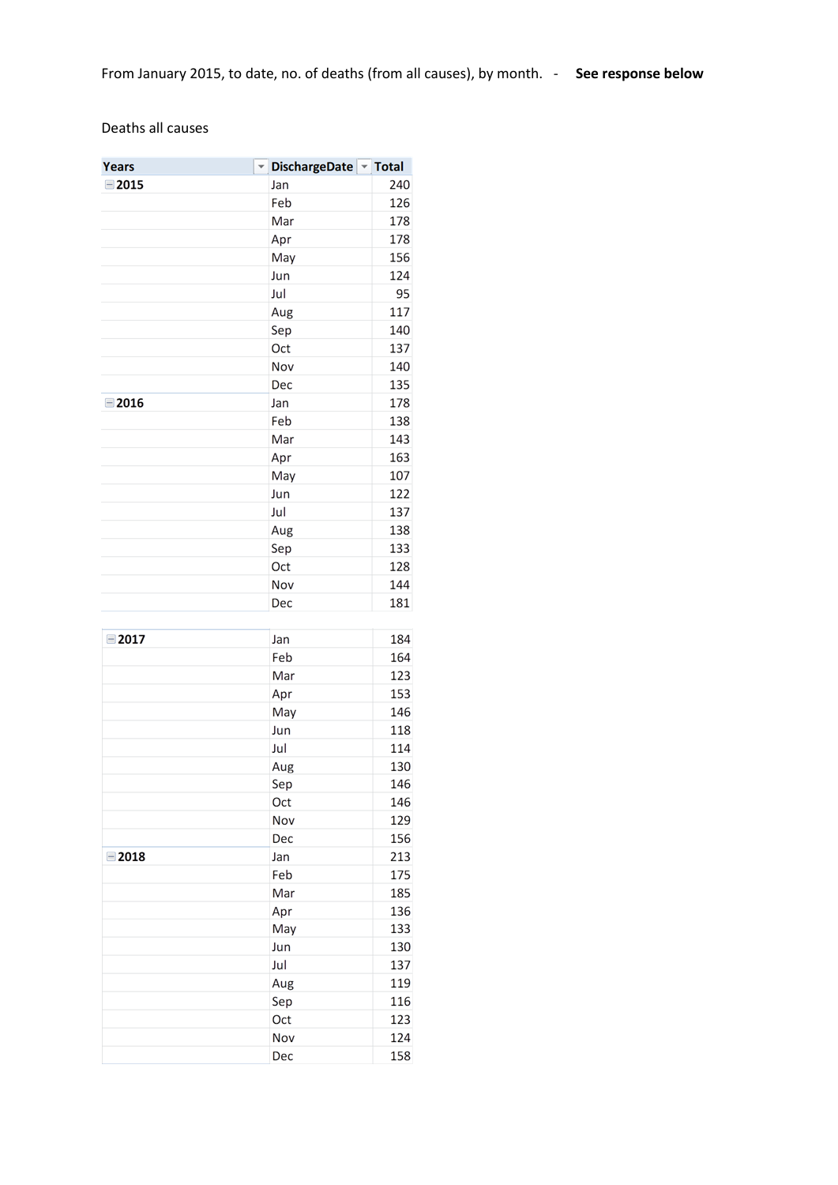From January 2015, to date, no. of deaths (from all causes), by month. - **See response below**

Deaths all causes

| Years | DischargeDate | Total |
|---|---|---|
| **2015** | Jan | 240 |
| | Feb | 126 |
| | Mar | 178 |
| | Apr | 178 |
| | May | 156 |
| | Jun | 124 |
| | Jul | 95 |
| | Aug | 117 |
| | Sep | 140 |
| | Oct | 137 |
| | Nov | 140 |
| | Dec | 135 |
| **2016** | Jan | 178 |
| | Feb | 138 |
| | Mar | 143 |
| | Apr | 163 |
| | May | 107 |
| | Jun | 122 |
| | Jul | 137 |
| | Aug | 138 |
| | Sep | 133 |
| | Oct | 128 |
| | Nov | 144 |
| | Dec | 181 |
| **2017** | Jan | 184 |
| | Feb | 164 |
| | Mar | 123 |
| | Apr | 153 |
| | May | 146 |
| | Jun | 118 |
| | Jul | 114 |
| | Aug | 130 |
| | Sep | 146 |
| | Oct | 146 |
| | Nov | 129 |
| | Dec | 156 |
| **2018** | Jan | 213 |
| | Feb | 175 |
| | Mar | 185 |
| | Apr | 136 |
| | May | 133 |
| | Jun | 130 |
| | Jul | 137 |
| | Aug | 119 |
| | Sep | 116 |
| | Oct | 123 |
| | Nov | 124 |
| | Dec | 158 |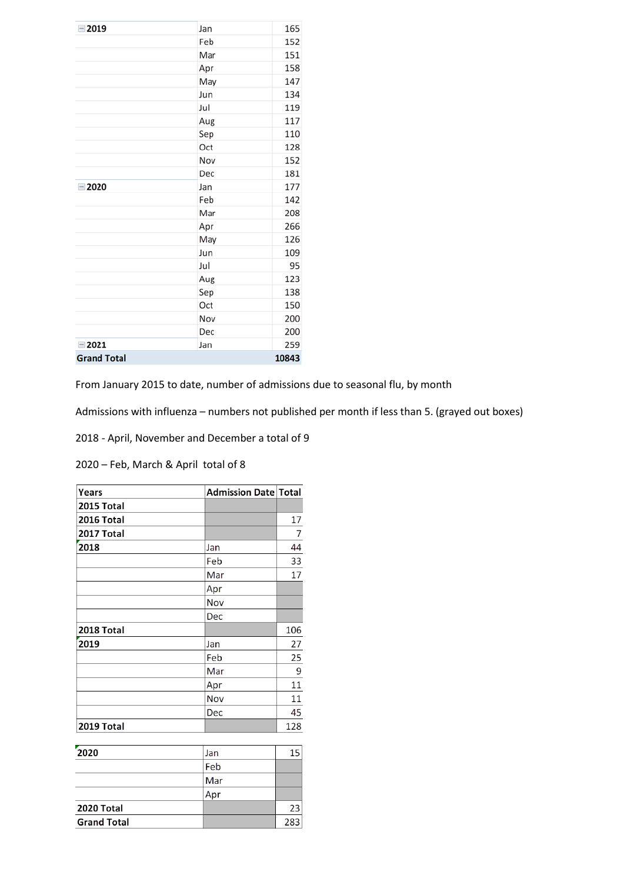| | | |
|---|---|---|
| 2019 | Jan | 165 |
| | Feb | 152 |
| | Mar | 151 |
| | Apr | 158 |
| | May | 147 |
| | Jun | 134 |
| | Jul | 119 |
| | Aug | 117 |
| | Sep | 110 |
| | Oct | 128 |
| | Nov | 152 |
| | Dec | 181 |
| 2020 | Jan | 177 |
| | Feb | 142 |
| | Mar | 208 |
| | Apr | 266 |
| | May | 126 |
| | Jun | 109 |
| | Jul | 95 |
| | Aug | 123 |
| | Sep | 138 |
| | Oct | 150 |
| | Nov | 200 |
| | Dec | 200 |
| 2021 | Jan | 259 |
| **Grand Total** | | **10843** |

From January 2015 to date, number of admissions due to seasonal flu, by month

Admissions with influenza – numbers not published per month if less than 5. (grayed out boxes)

2018 - April, November and December a total of 9

2020 – Feb, March & April total of 8

| Years | Admission Date | Total |
|---|---|---|
| **2015 Total** | | |
| **2016 Total** | | 17 |
| **2017 Total** | | 7 |
| **2018** | Jan | 44 |
| | Feb | 33 |
| | Mar | 17 |
| | Apr | |
| | Nov | |
| | Dec | |
| **2018 Total** | | 106 |
| **2019** | Jan | 27 |
| | Feb | 25 |
| | Mar | 9 |
| | Apr | 11 |
| | Nov | 11 |
| | Dec | 45 |
| **2019 Total** | | 128 |
| **2020** | Jan | 15 |
| | Feb | |
| | Mar | |
| | Apr | |
| **2020 Total** | | 23 |
| **Grand Total** | | 283 |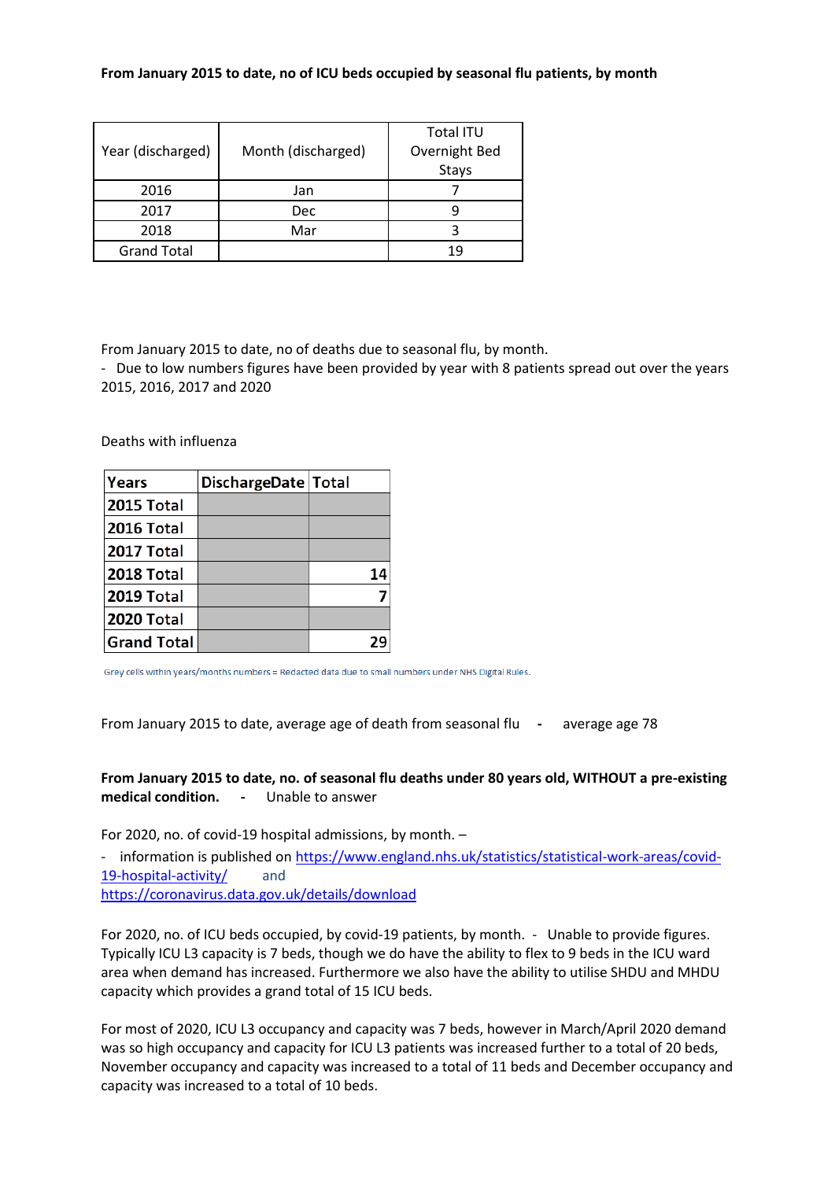**From January 2015 to date, no of ICU beds occupied by seasonal flu patients, by month**

| Year (discharged) | Month (discharged) | Total ITU Overnight Bed Stays |
|---|---|---|
| 2016 | Jan | 7 |
| 2017 | Dec | 9 |
| 2018 | Mar | 3 |
| Grand Total | | 19 |

From January 2015 to date, no of deaths due to seasonal flu, by month.

- Due to low numbers figures have been provided by year with 8 patients spread out over the years 2015, 2016, 2017 and 2020

Deaths with influenza

| Years | DischargeDate | Total |
|---|---|---|
| 2015 Total | | |
| 2016 Total | | |
| 2017 Total | | |
| 2018 Total | | 14 |
| 2019 Total | | 7 |
| 2020 Total | | |
| Grand Total | | 29 |

Grey cells within years/months numbers = Redacted data due to small numbers under NHS Digital Rules.

From January 2015 to date, average age of death from seasonal flu - average age 78

**From January 2015 to date, no. of seasonal flu deaths under 80 years old, WITHOUT a pre-existing medical condition.** - Unable to answer

For 2020, no. of covid-19 hospital admissions, by month. –

- information is published on https://www.england.nhs.uk/statistics/statistical-work-areas/covid-19-hospital-activity/ and https://coronavirus.data.gov.uk/details/download

For 2020, no. of ICU beds occupied, by covid-19 patients, by month. - Unable to provide figures. Typically ICU L3 capacity is 7 beds, though we do have the ability to flex to 9 beds in the ICU ward area when demand has increased. Furthermore we also have the ability to utilise SHDU and MHDU capacity which provides a grand total of 15 ICU beds.

For most of 2020, ICU L3 occupancy and capacity was 7 beds, however in March/April 2020 demand was so high occupancy and capacity for ICU L3 patients was increased further to a total of 20 beds, November occupancy and capacity was increased to a total of 11 beds and December occupancy and capacity was increased to a total of 10 beds.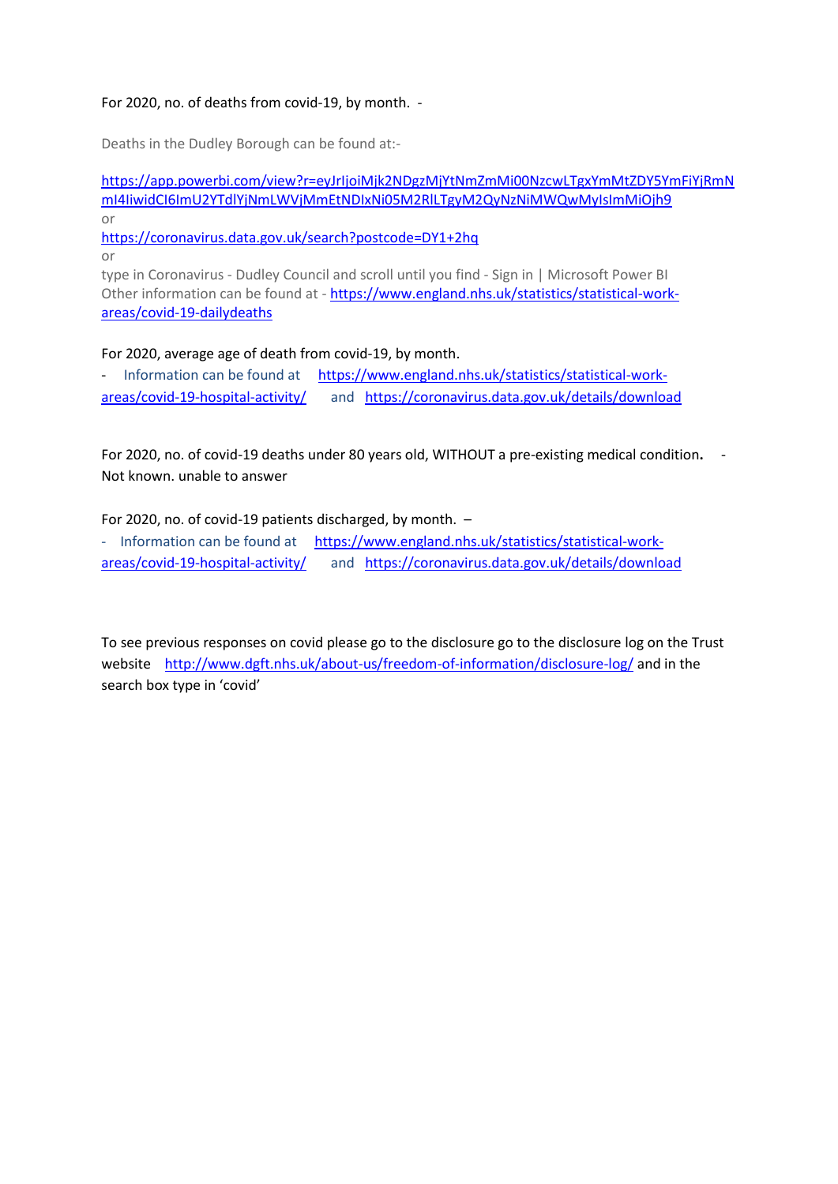For 2020, no. of deaths from covid-19, by month. -

Deaths in the Dudley Borough can be found at:-

https://app.powerbi.com/view?r=eyJrIjoiMjk2NDgzMjYtNmZmMi00NzcwLTgxYmMtZDY5YmFiYjRmNmI4IiwidCI6ImU2YTdlYjNmLWVjMmEtNDIxNi05M2RlLTgyM2QyNzNiMWQwMyIsImMiOjh9
or
https://coronavirus.data.gov.uk/search?postcode=DY1+2hq
or
type in Coronavirus - Dudley Council and scroll until you find - Sign in | Microsoft Power BI
Other information can be found at - https://www.england.nhs.uk/statistics/statistical-work-areas/covid-19-dailydeaths

For 2020, average age of death from covid-19, by month.
- Information can be found at https://www.england.nhs.uk/statistics/statistical-work-areas/covid-19-hospital-activity/ and https://coronavirus.data.gov.uk/details/download

For 2020, no. of covid-19 deaths under 80 years old, WITHOUT a pre-existing medical condition**.** - Not known. unable to answer

For 2020, no. of covid-19 patients discharged, by month. –
- Information can be found at https://www.england.nhs.uk/statistics/statistical-work-areas/covid-19-hospital-activity/ and https://coronavirus.data.gov.uk/details/download

To see previous responses on covid please go to the disclosure go to the disclosure log on the Trust website http://www.dgft.nhs.uk/about-us/freedom-of-information/disclosure-log/ and in the search box type in 'covid'